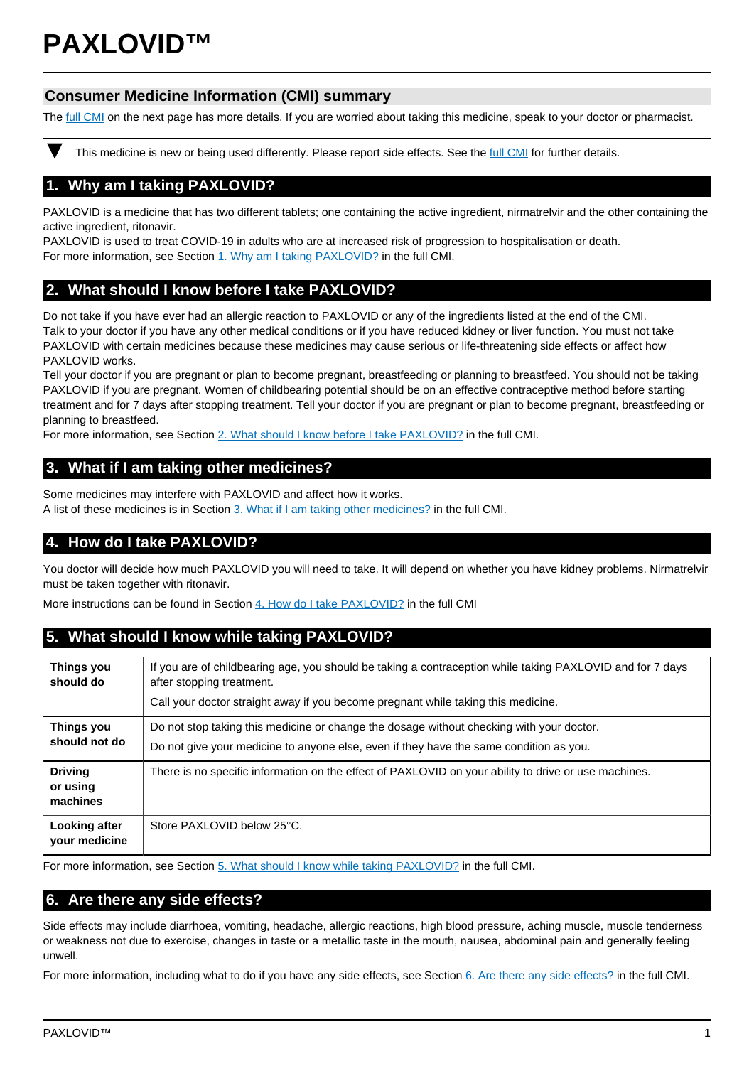# PAXLOVID™

## Consumer Medicine Information (CMI) summary

The full CMI on the next page has more details. If you are worried about taking this medicine, speak to your doctor or pharmacist.

▼ This medicine is new or being used differently. Please report side effects. See the full CMI for further details.

## 1. Why am I taking PAXLOVID?

PAXLOVID is a medicine that has two different tablets; one containing the active ingredient, nirmatrelvir and the other containing the active ingredient, ritonavir.

PAXLOVID is used to treat COVID-19 in adults who are at increased risk of progression to hospitalisation or death.

For more information, see Section 1. Why am I taking PAXLOVID? in the full CMI.

## 2. What should I know before I take PAXLOVID?

Do not take if you have ever had an allergic reaction to PAXLOVID or any of the ingredients listed at the end of the CMI.

Talk to your doctor if you have any other medical conditions or if you have reduced kidney or liver function. You must not take PAXLOVID with certain medicines because these medicines may cause serious or life-threatening side effects or affect how PAXLOVID works.

Tell your doctor if you are pregnant or plan to become pregnant, breastfeeding or planning to breastfeed. You should not be taking PAXLOVID if you are pregnant. Women of childbearing potential should be on an effective contraceptive method before starting treatment and for 7 days after stopping treatment. Tell your doctor if you are pregnant or plan to become pregnant, breastfeeding or planning to breastfeed.

For more information, see Section 2. What should I know before I take PAXLOVID? in the full CMI.

## 3. What if I am taking other medicines?

Some medicines may interfere with PAXLOVID and affect how it works.

A list of these medicines is in Section 3. What if I am taking other medicines? in the full CMI.

## 4. How do I take PAXLOVID?

You doctor will decide how much PAXLOVID you will need to take. It will depend on whether you have kidney problems. Nirmatrelvir must be taken together with ritonavir.

More instructions can be found in Section 4. How do I take PAXLOVID? in the full CMI

## 5. What should I know while taking PAXLOVID?

| | |
|---|---|
| **Things you should do** | If you are of childbearing age, you should be taking a contraception while taking PAXLOVID and for 7 days after stopping treatment. Call your doctor straight away if you become pregnant while taking this medicine. |
| **Things you should not do** | Do not stop taking this medicine or change the dosage without checking with your doctor. Do not give your medicine to anyone else, even if they have the same condition as you. |
| **Driving or using machines** | There is no specific information on the effect of PAXLOVID on your ability to drive or use machines. |
| **Looking after your medicine** | Store PAXLOVID below 25°C. |

For more information, see Section 5. What should I know while taking PAXLOVID? in the full CMI.

## 6. Are there any side effects?

Side effects may include diarrhoea, vomiting, headache, allergic reactions, high blood pressure, aching muscle, muscle tenderness or weakness not due to exercise, changes in taste or a metallic taste in the mouth, nausea, abdominal pain and generally feeling unwell.

For more information, including what to do if you have any side effects, see Section 6. Are there any side effects? in the full CMI.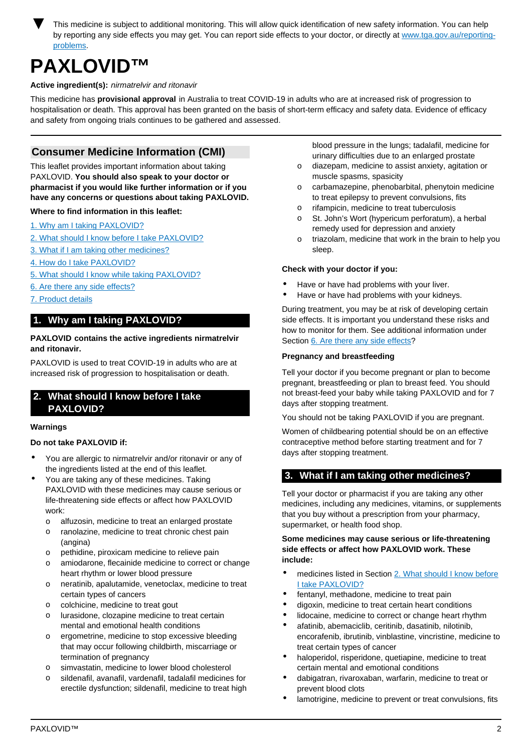▼ This medicine is subject to additional monitoring. This will allow quick identification of new safety information. You can help by reporting any side effects you may get. You can report side effects to your doctor, or directly at [www.tga.gov.au/reporting-problems](www.tga.gov.au/reporting-problems).

# PAXLOVID™

**Active ingredient(s):** *nirmatrelvir and ritonavir*

This medicine has **provisional approval** in Australia to treat COVID-19 in adults who are at increased risk of progression to hospitalisation or death. This approval has been granted on the basis of short-term efficacy and safety data. Evidence of efficacy and safety from ongoing trials continues to be gathered and assessed.

## Consumer Medicine Information (CMI)

This leaflet provides important information about taking PAXLOVID. **You should also speak to your doctor or pharmacist if you would like further information or if you have any concerns or questions about taking PAXLOVID.**

**Where to find information in this leaflet:**

1. Why am I taking PAXLOVID?
2. What should I know before I take PAXLOVID?
3. What if I am taking other medicines?
4. How do I take PAXLOVID?
5. What should I know while taking PAXLOVID?
6. Are there any side effects?
7. Product details

## 1. Why am I taking PAXLOVID?

**PAXLOVID contains the active ingredients nirmatrelvir and ritonavir.**

PAXLOVID is used to treat COVID-19 in adults who are at increased risk of progression to hospitalisation or death.

## 2. What should I know before I take PAXLOVID?

**Warnings**

**Do not take PAXLOVID if:**

- You are allergic to nirmatrelvir and/or ritonavir or any of the ingredients listed at the end of this leaflet.
- You are taking any of these medicines. Taking PAXLOVID with these medicines may cause serious or life-threatening side effects or affect how PAXLOVID work:
  - alfuzosin, medicine to treat an enlarged prostate
  - ranolazine, medicine to treat chronic chest pain (angina)
  - pethidine, piroxicam medicine to relieve pain
  - amiodarone, flecainide medicine to correct or change heart rhythm or lower blood pressure
  - neratinib, apalutamide, venetoclax, medicine to treat certain types of cancers
  - colchicine, medicine to treat gout
  - lurasidone, clozapine medicine to treat certain mental and emotional health conditions
  - ergometrine, medicine to stop excessive bleeding that may occur following childbirth, miscarriage or termination of pregnancy
  - simvastatin, medicine to lower blood cholesterol
  - sildenafil, avanafil, vardenafil, tadalafil medicines for erectile dysfunction; sildenafil, medicine to treat high blood pressure in the lungs; tadalafil, medicine for urinary difficulties due to an enlarged prostate
  - diazepam, medicine to assist anxiety, agitation or muscle spasms, spasticity
  - carbamazepine, phenobarbital, phenytoin medicine to treat epilepsy to prevent convulsions, fits
  - rifampicin, medicine to treat tuberculosis
  - St. John's Wort (hypericum perforatum), a herbal remedy used for depression and anxiety
  - triazolam, medicine that work in the brain to help you sleep.

**Check with your doctor if you:**

- Have or have had problems with your liver.
- Have or have had problems with your kidneys.

During treatment, you may be at risk of developing certain side effects. It is important you understand these risks and how to monitor for them. See additional information under Section 6. Are there any side effects?

**Pregnancy and breastfeeding**

Tell your doctor if you become pregnant or plan to become pregnant, breastfeeding or plan to breast feed. You should not breast-feed your baby while taking PAXLOVID and for 7 days after stopping treatment.

You should not be taking PAXLOVID if you are pregnant.

Women of childbearing potential should be on an effective contraceptive method before starting treatment and for 7 days after stopping treatment.

## 3. What if I am taking other medicines?

Tell your doctor or pharmacist if you are taking any other medicines, including any medicines, vitamins, or supplements that you buy without a prescription from your pharmacy, supermarket, or health food shop.

**Some medicines may cause serious or life-threatening side effects or affect how PAXLOVID work. These include:**

- medicines listed in Section 2. What should I know before I take PAXLOVID?
- fentanyl, methadone, medicine to treat pain
- digoxin, medicine to treat certain heart conditions
- lidocaine, medicine to correct or change heart rhythm
- afatinib, abemaciclib, ceritinib, dasatinib, nilotinib, encorafenib, ibrutinib, vinblastine, vincristine, medicine to treat certain types of cancer
- haloperidol, risperidone, quetiapine, medicine to treat certain mental and emotional conditions
- dabigatran, rivaroxaban, warfarin, medicine to treat or prevent blood clots
- lamotrigine, medicine to prevent or treat convulsions, fits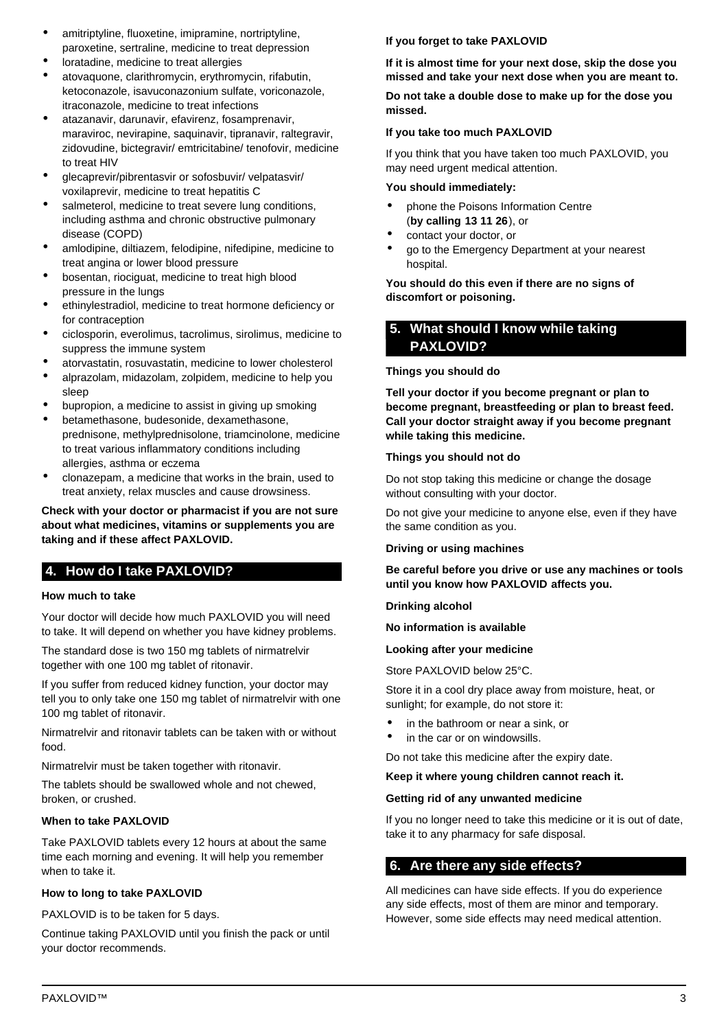- amitriptyline, fluoxetine, imipramine, nortriptyline, paroxetine, sertraline, medicine to treat depression
- loratadine, medicine to treat allergies
- atovaquone, clarithromycin, erythromycin, rifabutin, ketoconazole, isavuconazonium sulfate, voriconazole, itraconazole, medicine to treat infections
- atazanavir, darunavir, efavirenz, fosamprenavir, maraviroc, nevirapine, saquinavir, tipranavir, raltegravir, zidovudine, bictegravir/ emtricitabine/ tenofovir, medicine to treat HIV
- glecaprevir/pibrentasvir or sofosbuvir/ velpatasvir/ voxilaprevir, medicine to treat hepatitis C
- salmeterol, medicine to treat severe lung conditions, including asthma and chronic obstructive pulmonary disease (COPD)
- amlodipine, diltiazem, felodipine, nifedipine, medicine to treat angina or lower blood pressure
- bosentan, riociguat, medicine to treat high blood pressure in the lungs
- ethinylestradiol, medicine to treat hormone deficiency or for contraception
- ciclosporin, everolimus, tacrolimus, sirolimus, medicine to suppress the immune system
- atorvastatin, rosuvastatin, medicine to lower cholesterol
- alprazolam, midazolam, zolpidem, medicine to help you sleep
- bupropion, a medicine to assist in giving up smoking
- betamethasone, budesonide, dexamethasone, prednisone, methylprednisolone, triamcinolone, medicine to treat various inflammatory conditions including allergies, asthma or eczema
- clonazepam, a medicine that works in the brain, used to treat anxiety, relax muscles and cause drowsiness.

**Check with your doctor or pharmacist if you are not sure about what medicines, vitamins or supplements you are taking and if these affect PAXLOVID.**

## 4. How do I take PAXLOVID?

**How much to take**

Your doctor will decide how much PAXLOVID you will need to take. It will depend on whether you have kidney problems.

The standard dose is two 150 mg tablets of nirmatrelvir together with one 100 mg tablet of ritonavir.

If you suffer from reduced kidney function, your doctor may tell you to only take one 150 mg tablet of nirmatrelvir with one 100 mg tablet of ritonavir.

Nirmatrelvir and ritonavir tablets can be taken with or without food.

Nirmatrelvir must be taken together with ritonavir.

The tablets should be swallowed whole and not chewed, broken, or crushed.

**When to take PAXLOVID**

Take PAXLOVID tablets every 12 hours at about the same time each morning and evening. It will help you remember when to take it.

**How to long to take PAXLOVID**

PAXLOVID is to be taken for 5 days.

Continue taking PAXLOVID until you finish the pack or until your doctor recommends.

**If you forget to take PAXLOVID**

**If it is almost time for your next dose, skip the dose you missed and take your next dose when you are meant to.**

**Do not take a double dose to make up for the dose you missed.**

**If you take too much PAXLOVID**

If you think that you have taken too much PAXLOVID, you may need urgent medical attention.

**You should immediately:**

- phone the Poisons Information Centre (**by calling 13 11 26**), or
- contact your doctor, or
- go to the Emergency Department at your nearest hospital.

**You should do this even if there are no signs of discomfort or poisoning.**

## 5. What should I know while taking PAXLOVID?

**Things you should do**

**Tell your doctor if you become pregnant or plan to become pregnant, breastfeeding or plan to breast feed. Call your doctor straight away if you become pregnant while taking this medicine.**

**Things you should not do**

Do not stop taking this medicine or change the dosage without consulting with your doctor.

Do not give your medicine to anyone else, even if they have the same condition as you.

**Driving or using machines**

**Be careful before you drive or use any machines or tools until you know how PAXLOVID affects you.**

**Drinking alcohol**

**No information is available**

**Looking after your medicine**

Store PAXLOVID below 25°C.

Store it in a cool dry place away from moisture, heat, or sunlight; for example, do not store it:

- in the bathroom or near a sink, or
- in the car or on windowsills.

Do not take this medicine after the expiry date.

**Keep it where young children cannot reach it.**

**Getting rid of any unwanted medicine**

If you no longer need to take this medicine or it is out of date, take it to any pharmacy for safe disposal.

## 6. Are there any side effects?

All medicines can have side effects. If you do experience any side effects, most of them are minor and temporary. However, some side effects may need medical attention.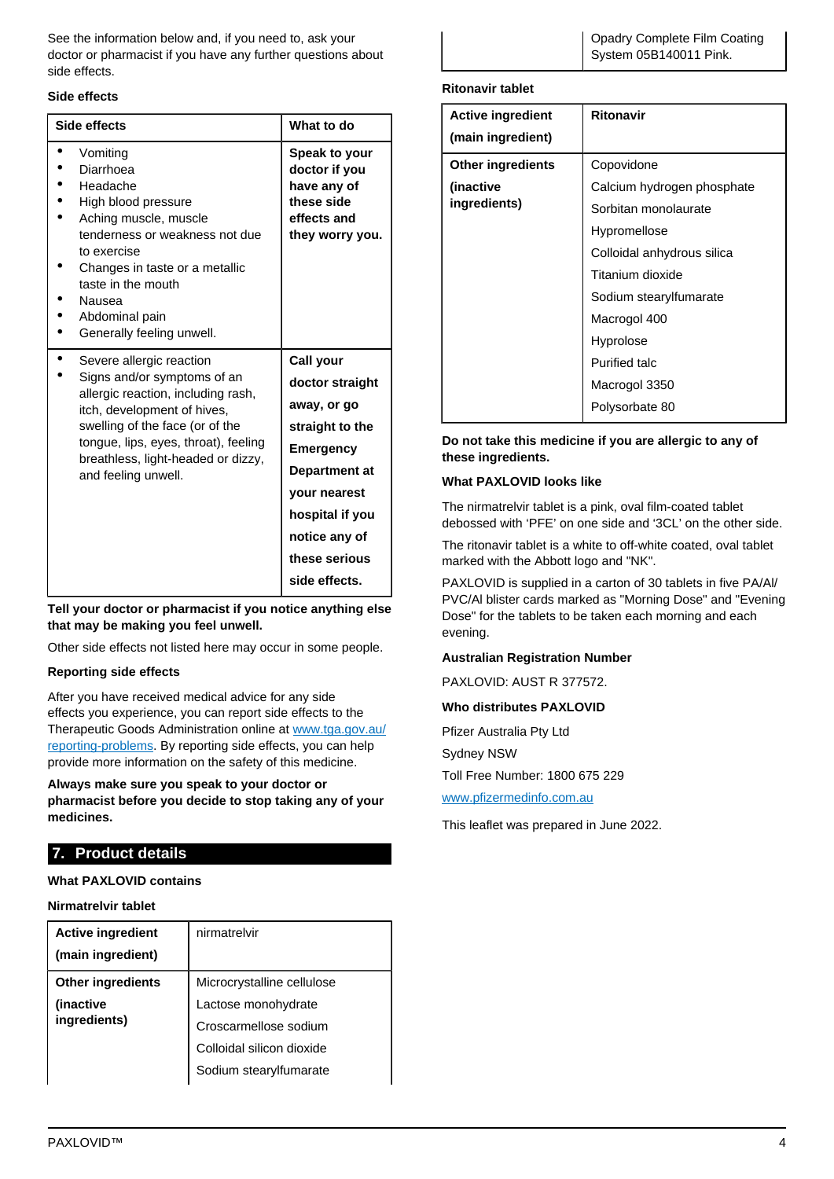See the information below and, if you need to, ask your doctor or pharmacist if you have any further questions about side effects.

**Side effects**

| Side effects | What to do |
|---|---|
| • Vomiting<br>• Diarrhoea<br>• Headache<br>• High blood pressure<br>• Aching muscle, muscle tenderness or weakness not due to exercise<br>• Changes in taste or a metallic taste in the mouth<br>• Nausea<br>• Abdominal pain<br>• Generally feeling unwell. | **Speak to your doctor if you have any of these side effects and they worry you.** |
| • Severe allergic reaction<br>• Signs and/or symptoms of an allergic reaction, including rash, itch, development of hives, swelling of the face (or of the tongue, lips, eyes, throat), feeling breathless, light-headed or dizzy, and feeling unwell. | **Call your doctor straight away, or go straight to the Emergency Department at your nearest hospital if you notice any of these serious side effects.** |

**Tell your doctor or pharmacist if you notice anything else that may be making you feel unwell.**

Other side effects not listed here may occur in some people.

**Reporting side effects**

After you have received medical advice for any side effects you experience, you can report side effects to the Therapeutic Goods Administration online at www.tga.gov.au/reporting-problems. By reporting side effects, you can help provide more information on the safety of this medicine.

**Always make sure you speak to your doctor or pharmacist before you decide to stop taking any of your medicines.**

## 7. Product details

**What PAXLOVID contains**

**Nirmatrelvir tablet**

| **Active ingredient (main ingredient)** | nirmatrelvir |
|---|---|
| **Other ingredients (inactive ingredients)** | Microcrystalline cellulose<br>Lactose monohydrate<br>Croscarmellose sodium<br>Colloidal silicon dioxide<br>Sodium stearylfumarate<br>Opadry Complete Film Coating System 05B140011 Pink. |

**Ritonavir tablet**

| **Active ingredient (main ingredient)** | **Ritonavir** |
|---|---|
| **Other ingredients (inactive ingredients)** | Copovidone<br>Calcium hydrogen phosphate<br>Sorbitan monolaurate<br>Hypromellose<br>Colloidal anhydrous silica<br>Titanium dioxide<br>Sodium stearylfumarate<br>Macrogol 400<br>Hyprolose<br>Purified talc<br>Macrogol 3350<br>Polysorbate 80 |

**Do not take this medicine if you are allergic to any of these ingredients.**

**What PAXLOVID looks like**

The nirmatrelvir tablet is a pink, oval film-coated tablet debossed with 'PFE' on one side and '3CL' on the other side.

The ritonavir tablet is a white to off-white coated, oval tablet marked with the Abbott logo and "NK".

PAXLOVID is supplied in a carton of 30 tablets in five PA/Al/PVC/Al blister cards marked as "Morning Dose" and "Evening Dose" for the tablets to be taken each morning and each evening.

**Australian Registration Number**

PAXLOVID: AUST R 377572.

**Who distributes PAXLOVID**

Pfizer Australia Pty Ltd

Sydney NSW

Toll Free Number: 1800 675 229

www.pfizermedinfo.com.au

This leaflet was prepared in June 2022.